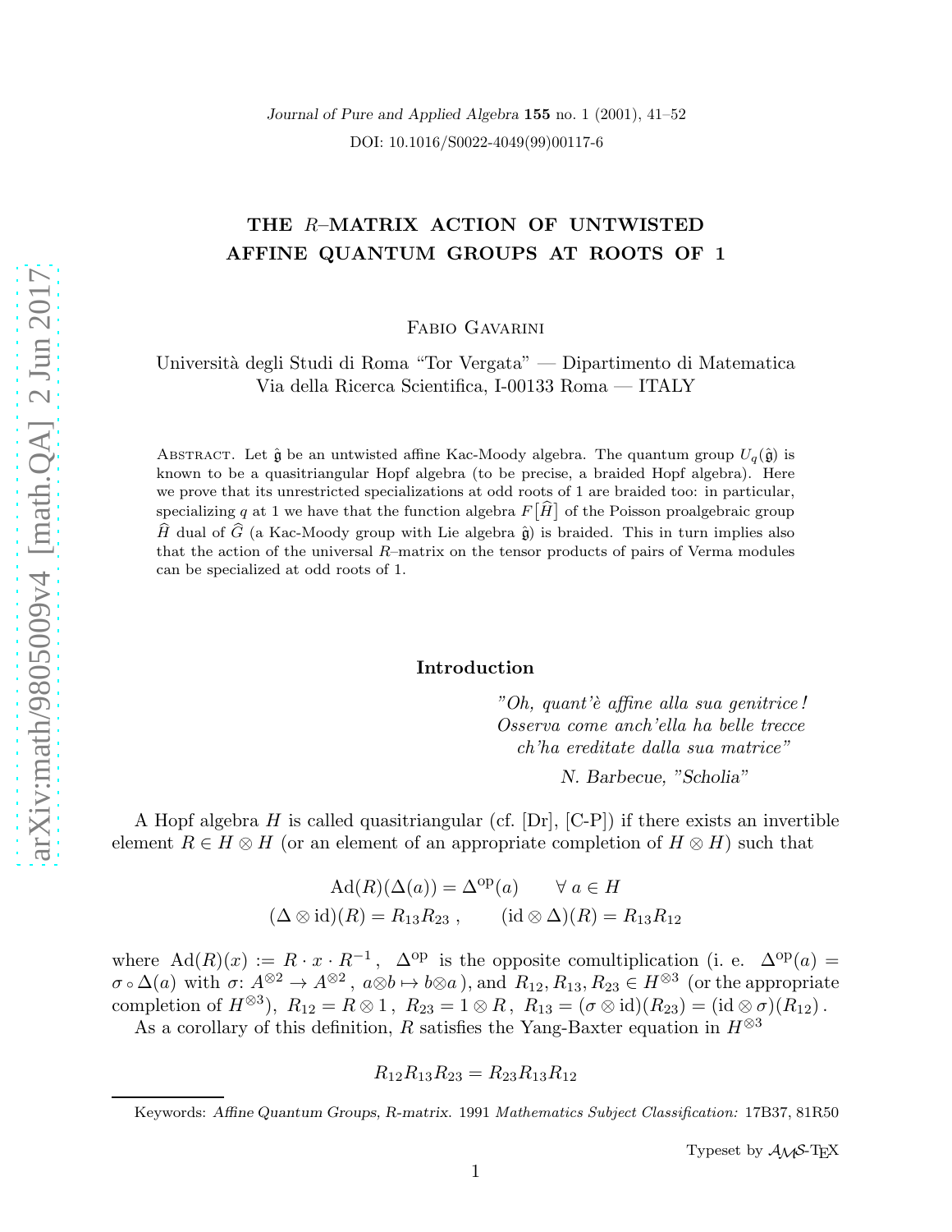*Journal of Pure and Applied Algebra* **155** no. 1 (2001), 41–52

DOI: 10.1016/S0022-4049(99)00117-6

# THE $R$–MATRIX ACTION OF UNTWISTED AFFINE QUANTUM GROUPS AT ROOTS OF 1

Fabio Gavarini

Università degli Studi di Roma "Tor Vergata" — Dipartimento di Matematica
Via della Ricerca Scientifica, I-00133 Roma — ITALY

Abstract. Let $\hat{\mathfrak{g}}$ be an untwisted affine Kac-Moody algebra. The quantum group $U_q(\hat{\mathfrak{g}})$ is known to be a quasitriangular Hopf algebra (to be precise, a braided Hopf algebra). Here we prove that its unrestricted specializations at odd roots of 1 are braided too: in particular, specializing $q$ at 1 we have that the function algebra $F\big[\widehat{H}\big]$ of the Poisson proalgebraic group $\widehat{H}$ dual of $\widehat{G}$ (a Kac-Moody group with Lie algebra $\hat{\mathfrak{g}}$) is braided. This in turn implies also that the action of the universal $R$–matrix on the tensor products of pairs of Verma modules can be specialized at odd roots of 1.

## Introduction

*"Oh, quant'è affine alla sua genitrice!*
*Osserva come anch'ella ha belle trecce*
*ch'ha ereditate dalla sua matrice"*

*N. Barbecue, "Scholia"*

A Hopf algebra $H$ is called quasitriangular (cf. [Dr], [C-P]) if there exists an invertible element $R \in H \otimes H$ (or an element of an appropriate completion of $H \otimes H$) such that

$$\mathrm{Ad}(R)(\Delta(a)) = \Delta^{\mathrm{op}}(a) \qquad \forall\, a \in H$$
$$(\Delta \otimes \mathrm{id})(R) = R_{13} R_{23}\,, \qquad (\mathrm{id} \otimes \Delta)(R) = R_{13} R_{12}$$

where $\mathrm{Ad}(R)(x) := R \cdot x \cdot R^{-1}$, $\Delta^{\mathrm{op}}$ is the opposite comultiplication (i. e. $\Delta^{\mathrm{op}}(a) = \sigma \circ \Delta(a)$ with $\sigma\colon A^{\otimes 2} \to A^{\otimes 2}$, $a \otimes b \mapsto b \otimes a$ ), and $R_{12}, R_{13}, R_{23} \in H^{\otimes 3}$ (or the appropriate completion of $H^{\otimes 3}$), $R_{12} = R \otimes 1$, $R_{23} = 1 \otimes R$, $R_{13} = (\sigma \otimes \mathrm{id})(R_{23}) = (\mathrm{id} \otimes \sigma)(R_{12})$.

As a corollary of this definition, $R$ satisfies the Yang-Baxter equation in $H^{\otimes 3}$

$$R_{12} R_{13} R_{23} = R_{23} R_{13} R_{12}$$

Keywords: *Affine Quantum Groups, R-matrix.* 1991 *Mathematics Subject Classification:* 17B37, 81R50

Typeset by $\mathcal{A}_{\mathcal{M}}\mathcal{S}$-TEX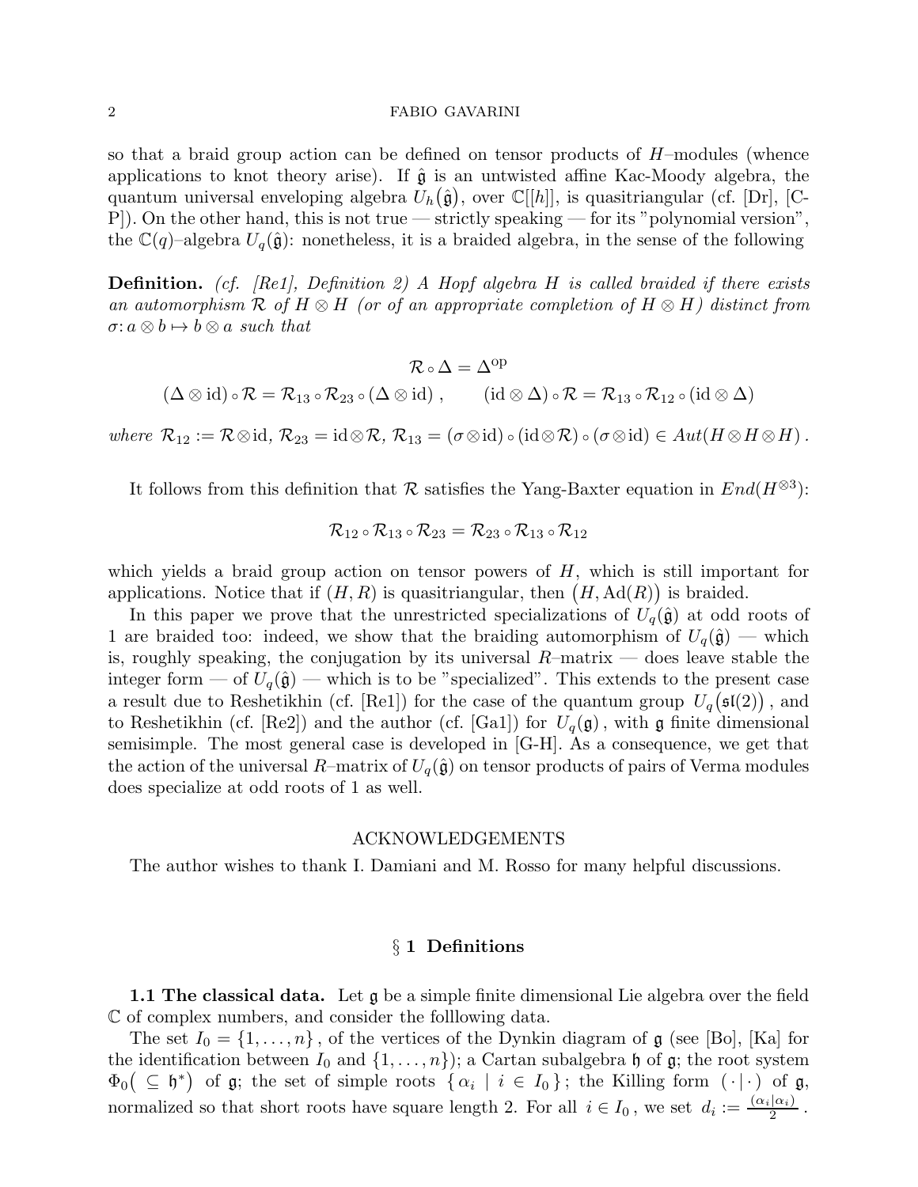so that a braid group action can be defined on tensor products of $H$–modules (whence applications to knot theory arise). If $\hat{\mathfrak{g}}$ is an untwisted affine Kac-Moody algebra, the quantum universal enveloping algebra $U_h\big(\hat{\mathfrak{g}}\big)$, over $\mathbb{C}[[h]]$, is quasitriangular (cf. [Dr], [C-P]). On the other hand, this is not true — strictly speaking — for its "polynomial version", the $\mathbb{C}(q)$–algebra $U_q(\hat{\mathfrak{g}})$: nonetheless, it is a braided algebra, in the sense of the following

**Definition.** *(cf. [Re1], Definition 2) A Hopf algebra $H$ is called braided if there exists an automorphism $\mathcal{R}$ of $H \otimes H$ (or of an appropriate completion of $H \otimes H$) distinct from $\sigma \colon a \otimes b \mapsto b \otimes a$ such that*

$$\mathcal{R} \circ \Delta = \Delta^{\mathrm{op}}$$

$$(\Delta \otimes \mathrm{id}) \circ \mathcal{R} = \mathcal{R}_{13} \circ \mathcal{R}_{23} \circ (\Delta \otimes \mathrm{id}) \, , \qquad (\mathrm{id} \otimes \Delta) \circ \mathcal{R} = \mathcal{R}_{13} \circ \mathcal{R}_{12} \circ (\mathrm{id} \otimes \Delta)$$

*where $\mathcal{R}_{12} := \mathcal{R} \otimes \mathrm{id}$, $\mathcal{R}_{23} = \mathrm{id} \otimes \mathcal{R}$, $\mathcal{R}_{13} = (\sigma \otimes \mathrm{id}) \circ (\mathrm{id} \otimes \mathcal{R}) \circ (\sigma \otimes \mathrm{id}) \in Aut(H \otimes H \otimes H)$.*

It follows from this definition that $\mathcal{R}$ satisfies the Yang-Baxter equation in $End(H^{\otimes 3})$:

$$\mathcal{R}_{12} \circ \mathcal{R}_{13} \circ \mathcal{R}_{23} = \mathcal{R}_{23} \circ \mathcal{R}_{13} \circ \mathcal{R}_{12}$$

which yields a braid group action on tensor powers of $H$, which is still important for applications. Notice that if $(H, R)$ is quasitriangular, then $\big(H, \mathrm{Ad}(R)\big)$ is braided.

In this paper we prove that the unrestricted specializations of $U_q(\hat{\mathfrak{g}})$ at odd roots of 1 are braided too: indeed, we show that the braiding automorphism of $U_q(\hat{\mathfrak{g}})$ — which is, roughly speaking, the conjugation by its universal $R$–matrix — does leave stable the integer form — of $U_q(\hat{\mathfrak{g}})$ — which is to be "specialized". This extends to the present case a result due to Reshetikhin (cf. [Re1]) for the case of the quantum group $U_q\big(\mathfrak{sl}(2)\big)$, and to Reshetikhin (cf. [Re2]) and the author (cf. [Ga1]) for $U_q(\mathfrak{g})$, with $\mathfrak{g}$ finite dimensional semisimple. The most general case is developed in [G-H]. As a consequence, we get that the action of the universal $R$–matrix of $U_q(\hat{\mathfrak{g}})$ on tensor products of pairs of Verma modules does specialize at odd roots of 1 as well.

## ACKNOWLEDGEMENTS

The author wishes to thank I. Damiani and M. Rosso for many helpful discussions.

## § 1 Definitions

**1.1 The classical data.** Let $\mathfrak{g}$ be a simple finite dimensional Lie algebra over the field $\mathbb{C}$ of complex numbers, and consider the folllowing data.

The set $I_0 = \{1, \dots, n\}$, of the vertices of the Dynkin diagram of $\mathfrak{g}$ (see [Bo], [Ka] for the identification between $I_0$ and $\{1, \dots, n\}$); a Cartan subalgebra $\mathfrak{h}$ of $\mathfrak{g}$; the root system $\Phi_0\big(\subseteq \mathfrak{h}^*\big)$ of $\mathfrak{g}$; the set of simple roots $\{\, \alpha_i \mid i \in I_0 \,\}$; the Killing form $(\cdot\,|\,\cdot)$ of $\mathfrak{g}$, normalized so that short roots have square length 2. For all $i \in I_0$, we set $d_i := \frac{(\alpha_i | \alpha_i)}{2}$.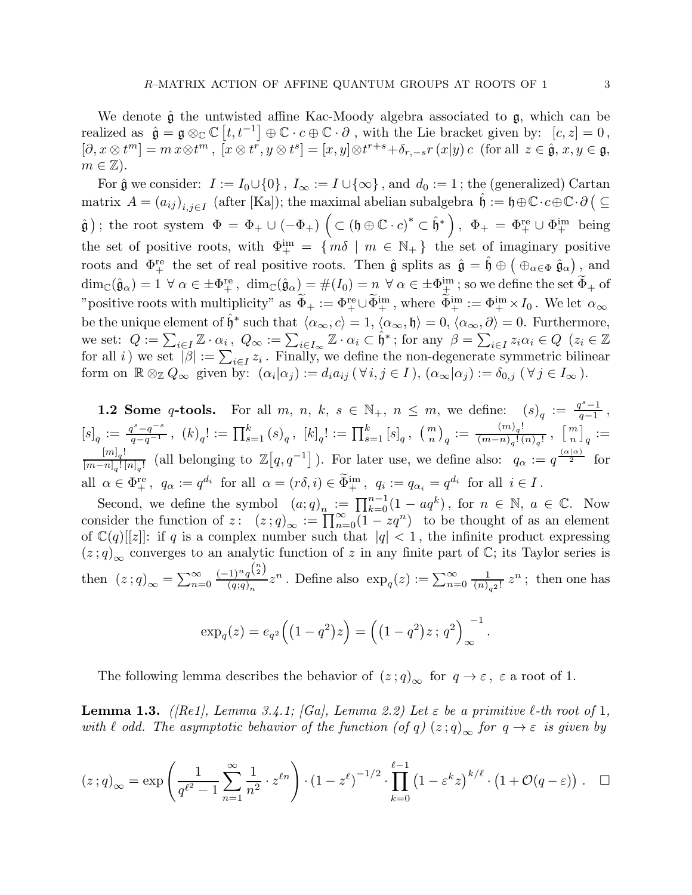We denote $\hat{\mathfrak{g}}$ the untwisted affine Kac-Moody algebra associated to $\mathfrak{g}$, which can be realized as $\hat{\mathfrak{g}} = \mathfrak{g} \otimes_{\mathbb{C}} \mathbb{C}\left[t, t^{-1}\right] \oplus \mathbb{C} \cdot c \oplus \mathbb{C} \cdot \partial$, with the Lie bracket given by: $[c, z] = 0$, $[\partial, x \otimes t^m] = m\, x \otimes t^m$, $[x \otimes t^r, y \otimes t^s] = [x, y] \otimes t^{r+s} + \delta_{r,-s} r\, (x|y)\, c$ (for all $z \in \hat{\mathfrak{g}}$, $x, y \in \mathfrak{g}$, $m \in \mathbb{Z}$).

For $\hat{\mathfrak{g}}$ we consider: $I := I_0 \cup \{0\}$, $I_\infty := I \cup \{\infty\}$, and $d_0 := 1$; the (generalized) Cartan matrix $A = (a_{ij})_{i,j \in I}$ (after [Ka]); the maximal abelian subalgebra $\hat{\mathfrak{h}} := \mathfrak{h} \oplus \mathbb{C} \cdot c \oplus \mathbb{C} \cdot \partial \, \big( \subseteq \hat{\mathfrak{g}} \big)$; the root system $\Phi = \Phi_+ \cup (-\Phi_+) \, \Big( \subset (\mathfrak{h} \oplus \mathbb{C} \cdot c)^* \subset \hat{\mathfrak{h}}^* \Big)$, $\Phi_+ = \Phi_+^{\mathrm{re}} \cup \Phi_+^{\mathrm{im}}$ being the set of positive roots, with $\Phi_+^{\mathrm{im}} = \{ m\delta \mid m \in \mathbb{N}_+ \}$ the set of imaginary positive roots and $\Phi_+^{\mathrm{re}}$ the set of real positive roots. Then $\hat{\mathfrak{g}}$ splits as $\hat{\mathfrak{g}} = \hat{\mathfrak{h}} \oplus \big( \oplus_{\alpha \in \Phi} \hat{\mathfrak{g}}_\alpha \big)$, and $\dim_{\mathbb{C}}(\hat{\mathfrak{g}}_\alpha) = 1 \;\forall\, \alpha \in \pm \Phi_+^{\mathrm{re}}$, $\dim_{\mathbb{C}}(\hat{\mathfrak{g}}_\alpha) = \#(I_0) = n \;\forall\, \alpha \in \pm \Phi_+^{\mathrm{im}}$; so we define the set $\widetilde{\Phi}_+$ of "positive roots with multiplicity" as $\widetilde{\Phi}_+ := \Phi_+^{\mathrm{re}} \cup \widetilde{\Phi}_+^{\mathrm{im}}$, where $\widetilde{\Phi}_+^{\mathrm{im}} := \Phi_+^{\mathrm{im}} \times I_0$. We let $\alpha_\infty$ be the unique element of $\hat{\mathfrak{h}}^*$ such that $\langle \alpha_\infty, c \rangle = 1$, $\langle \alpha_\infty, \mathfrak{h} \rangle = 0$, $\langle \alpha_\infty, \partial \rangle = 0$. Furthermore, we set: $Q := \sum_{i \in I} \mathbb{Z} \cdot \alpha_i$, $Q_\infty := \sum_{i \in I_\infty} \mathbb{Z} \cdot \alpha_i \subset \hat{\mathfrak{h}}^*$; for any $\beta = \sum_{i \in I} z_i \alpha_i \in Q$ ($z_i \in \mathbb{Z}$ for all $i$) we set $|\beta| := \sum_{i \in I} z_i$. Finally, we define the non-degenerate symmetric bilinear form on $\mathbb{R} \otimes_{\mathbb{Z}} Q_\infty$ given by: $(\alpha_i | \alpha_j) := d_i a_{ij}$ ($\forall\, i, j \in I$), $(\alpha_\infty | \alpha_j) := \delta_{0,j}$ ($\forall\, j \in I_\infty$).

**1.2 Some $q$-tools.** For all $m, n, k, s \in \mathbb{N}_+$, $n \leq m$, we define: $(s)_q := \frac{q^s - 1}{q - 1}$, $[s]_q := \frac{q^s - q^{-s}}{q - q^{-1}}$, $(k)_q! := \prod_{s=1}^k (s)_q$, $[k]_q! := \prod_{s=1}^k [s]_q$, $\binom{m}{n}_q := \frac{(m)_q!}{(m-n)_q! \, (n)_q!}$, $\left[ {m \atop n} \right]_q := \frac{[m]_q!}{[m-n]_q! \, [n]_q!}$ (all belonging to $\mathbb{Z}\big[q, q^{-1}\big]$). For later use, we define also: $q_\alpha := q^{\frac{(\alpha|\alpha)}{2}}$ for all $\alpha \in \Phi_+^{\mathrm{re}}$, $q_\alpha := q^{d_i}$ for all $\alpha = (r\delta, i) \in \widetilde{\Phi}_+^{\mathrm{im}}$, $q_i := q_{\alpha_i} = q^{d_i}$ for all $i \in I$.

Second, we define the symbol $(a; q)_n := \prod_{k=0}^{n-1} (1 - a q^k)$, for $n \in \mathbb{N}$, $a \in \mathbb{C}$. Now consider the function of $z$: $(z\,; q)_\infty := \prod_{n=0}^\infty (1 - z q^n)$ to be thought of as an element of $\mathbb{C}(q)[[z]]$: if $q$ is a complex number such that $|q| < 1$, the infinite product expressing $(z\,; q)_\infty$ converges to an analytic function of $z$ in any finite part of $\mathbb{C}$; its Taylor series is then $(z\,; q)_\infty = \sum_{n=0}^\infty \frac{(-1)^n q^{\binom{n}{2}}}{(q; q)_n} z^n$. Define also $\exp_q(z) := \sum_{n=0}^\infty \frac{1}{(n)_{q^2}!} \, z^n$; then one has

$$\exp_q(z) = e_{q^2}\Big( \big(1 - q^2\big) z \Big) = \Big( \big(1 - q^2\big) z \,; q^2 \Big)_\infty^{-1}.$$

The following lemma describes the behavior of $(z\,; q)_\infty$ for $q \to \varepsilon$, $\varepsilon$ a root of 1.

**Lemma 1.3.** *([Re1], Lemma 3.4.1; [Ga], Lemma 2.2) Let $\varepsilon$ be a primitive $\ell$-th root of 1, with $\ell$ odd. The asymptotic behavior of the function (of $q$) $(z\,; q)_\infty$ for $q \to \varepsilon$ is given by*

$$(z\,; q)_\infty = \exp\left( \frac{1}{q^{\ell^2} - 1} \sum_{n=1}^\infty \frac{1}{n^2} \cdot z^{\ell n} \right) \cdot \left(1 - z^\ell\right)^{-1/2} \cdot \prod_{k=0}^{\ell-1} \left(1 - \varepsilon^k z\right)^{k/\ell} \cdot \big(1 + \mathcal{O}(q - \varepsilon)\big) . \quad \square$$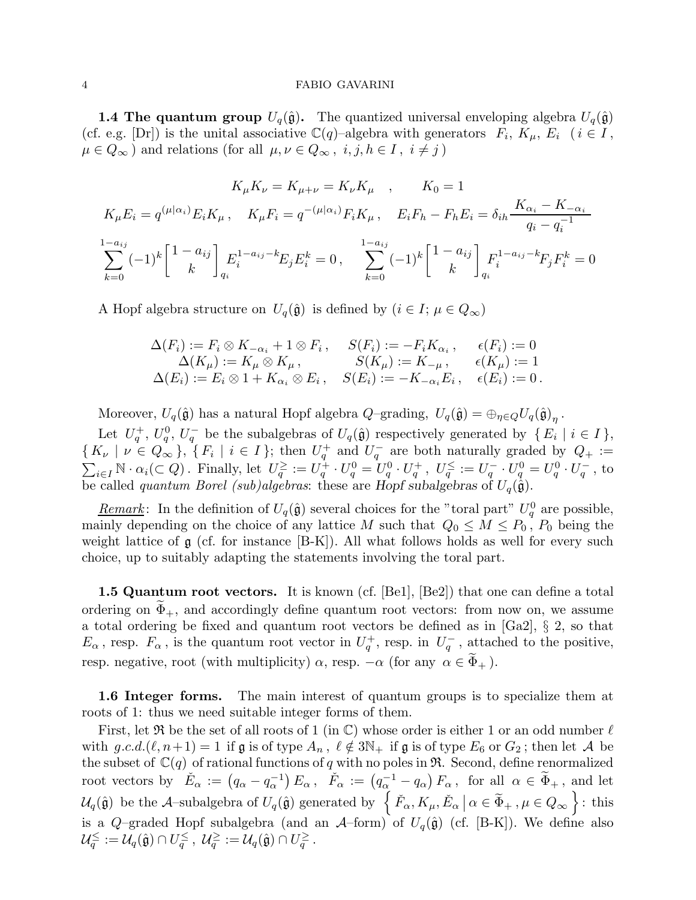**1.4 The quantum group $U_q(\hat{\mathfrak{g}})$.** The quantized universal enveloping algebra $U_q(\hat{\mathfrak{g}})$ (cf. e.g. [Dr]) is the unital associative $\mathbb{C}(q)$–algebra with generators $F_i, K_\mu, E_i$ ( $i \in I$, $\mu \in Q_\infty$ ) and relations (for all $\mu, \nu \in Q_\infty$, $i, j, h \in I$, $i \neq j$ )

$$K_\mu K_\nu = K_{\mu+\nu} = K_\nu K_\mu \quad , \qquad K_0 = 1$$

$$K_\mu E_i = q^{(\mu|\alpha_i)} E_i K_\mu \, , \quad K_\mu F_i = q^{-(\mu|\alpha_i)} F_i K_\mu \, , \quad E_i F_h - F_h E_i = \delta_{ih} \frac{K_{\alpha_i} - K_{-\alpha_i}}{q_i - q_i^{-1}}$$

$$\sum_{k=0}^{1-a_{ij}} (-1)^k \begin{bmatrix} 1-a_{ij} \\ k \end{bmatrix}_{q_i} E_i^{1-a_{ij}-k} E_j E_i^k = 0 \, , \quad \sum_{k=0}^{1-a_{ij}} (-1)^k \begin{bmatrix} 1-a_{ij} \\ k \end{bmatrix}_{q_i} F_i^{1-a_{ij}-k} F_j F_i^k = 0$$

A Hopf algebra structure on $U_q(\hat{\mathfrak{g}})$ is defined by ($i \in I$; $\mu \in Q_\infty$)

$$\begin{array}{lll} \Delta(F_i) := F_i \otimes K_{-\alpha_i} + 1 \otimes F_i \, , & S(F_i) := -F_i K_{\alpha_i} \, , & \epsilon(F_i) := 0 \\ \Delta(K_\mu) := K_\mu \otimes K_\mu \, , & S(K_\mu) := K_{-\mu} \, , & \epsilon(K_\mu) := 1 \\ \Delta(E_i) := E_i \otimes 1 + K_{\alpha_i} \otimes E_i \, , & S(E_i) := -K_{-\alpha_i} E_i \, , & \epsilon(E_i) := 0 \, . \end{array}$$

Moreover, $U_q(\hat{\mathfrak{g}})$ has a natural Hopf algebra $Q$–grading, $U_q(\hat{\mathfrak{g}}) = \oplus_{\eta \in Q} U_q(\hat{\mathfrak{g}})_\eta$ .

Let $U_q^+$, $U_q^0$, $U_q^-$ be the subalgebras of $U_q(\hat{\mathfrak{g}})$ respectively generated by $\{ E_i \mid i \in I \}$, $\{ K_\nu \mid \nu \in Q_\infty \}$, $\{ F_i \mid i \in I \}$; then $U_q^+$ and $U_q^-$ are both naturally graded by $Q_+ := \sum_{i \in I} \mathbb{N} \cdot \alpha_i (\subset Q)$ . Finally, let $U_q^{\geq} := U_q^+ \cdot U_q^0 = U_q^0 \cdot U_q^+$ , $U_q^{\leq} := U_q^- \cdot U_q^0 = U_q^0 \cdot U_q^-$ , to be called *quantum Borel (sub)algebras*: these are *Hopf subalgebras* of $U_q(\hat{\mathfrak{g}})$.

*Remark*: In the definition of $U_q(\hat{\mathfrak{g}})$ several choices for the "toral part" $U_q^0$ are possible, mainly depending on the choice of any lattice $M$ such that $Q_0 \leq M \leq P_0$ , $P_0$ being the weight lattice of $\mathfrak{g}$ (cf. for instance [B-K]). All what follows holds as well for every such choice, up to suitably adapting the statements involving the toral part.

**1.5 Quantum root vectors.** It is known (cf. [Be1], [Be2]) that one can define a total ordering on $\widetilde{\Phi}_+$, and accordingly define quantum root vectors: from now on, we assume a total ordering be fixed and quantum root vectors be defined as in [Ga2], § 2, so that $E_\alpha$ , resp. $F_\alpha$ , is the quantum root vector in $U_q^+$, resp. in $U_q^-$ , attached to the positive, resp. negative, root (with multiplicity) $\alpha$, resp. $-\alpha$ (for any $\alpha \in \widetilde{\Phi}_+$ ).

**1.6 Integer forms.** The main interest of quantum groups is to specialize them at roots of 1: thus we need suitable integer forms of them.

First, let $\mathfrak{R}$ be the set of all roots of 1 (in $\mathbb{C}$) whose order is either 1 or an odd number $\ell$ with $g.c.d.(\ell, n+1) = 1$ if $\mathfrak{g}$ is of type $A_n$ , $\ell \notin 3\mathbb{N}_+$ if $\mathfrak{g}$ is of type $E_6$ or $G_2$ ; then let $\mathcal{A}$ be the subset of $\mathbb{C}(q)$ of rational functions of $q$ with no poles in $\mathfrak{R}$. Second, define renormalized root vectors by $\check{E}_\alpha := \left(q_\alpha - q_\alpha^{-1}\right) E_\alpha$ , $\check{F}_\alpha := \left(q_\alpha^{-1} - q_\alpha\right) F_\alpha$ , for all $\alpha \in \widetilde{\Phi}_+$ , and let $\mathcal{U}_q(\hat{\mathfrak{g}})$ be the $\mathcal{A}$–subalgebra of $U_q(\hat{\mathfrak{g}})$ generated by $\left\{ \check{F}_\alpha, K_\mu, \check{E}_\alpha \,\middle|\, \alpha \in \widetilde{\Phi}_+ , \mu \in Q_\infty \right\}$: this is a $Q$–graded Hopf subalgebra (and an $\mathcal{A}$–form) of $U_q(\hat{\mathfrak{g}})$ (cf. [B-K]). We define also $\mathcal{U}_q^{\leq} := \mathcal{U}_q(\hat{\mathfrak{g}}) \cap U_q^{\leq}$ , $\mathcal{U}_q^{\geq} := \mathcal{U}_q(\hat{\mathfrak{g}}) \cap U_q^{\geq}$ .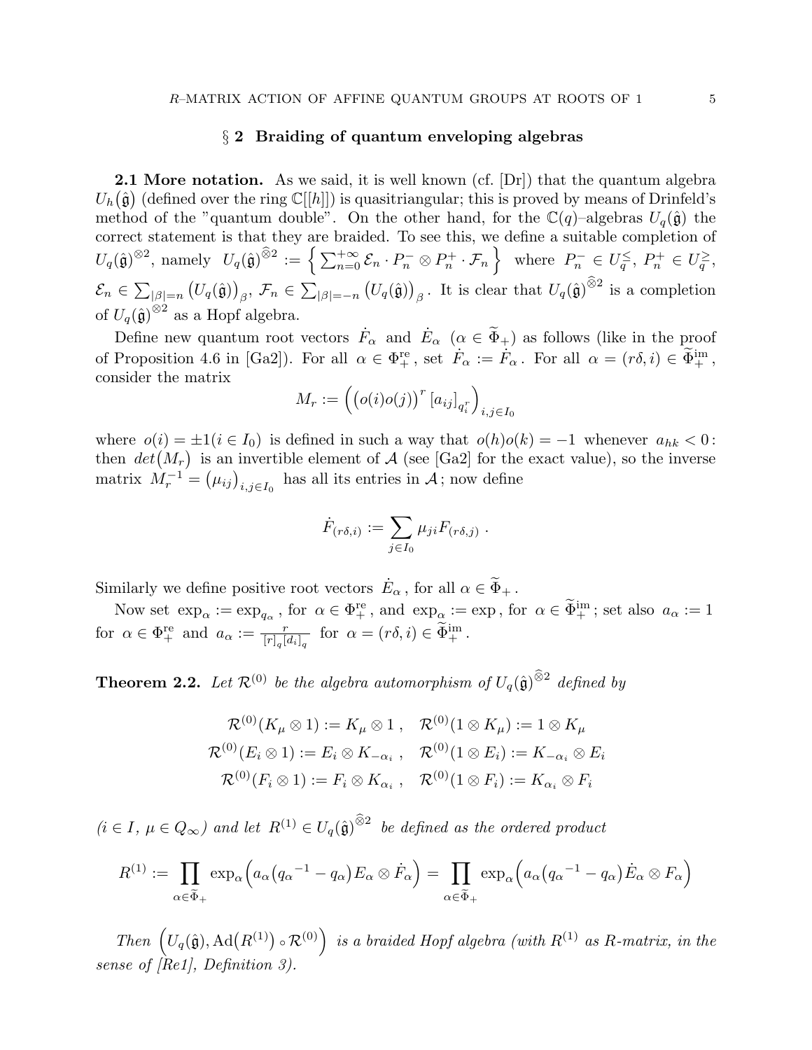## § 2 Braiding of quantum enveloping algebras

**2.1 More notation.** As we said, it is well known (cf. [Dr]) that the quantum algebra $U_h(\hat{\mathfrak{g}})$ (defined over the ring $\mathbb{C}[[h]]$) is quasitriangular; this is proved by means of Drinfeld's method of the "quantum double". On the other hand, for the $\mathbb{C}(q)$–algebras $U_q(\hat{\mathfrak{g}})$ the correct statement is that they are braided. To see this, we define a suitable completion of $U_q(\hat{\mathfrak{g}})^{\otimes 2}$, namely $U_q(\hat{\mathfrak{g}})^{\widehat{\otimes} 2} := \left\{ \sum_{n=0}^{+\infty} \mathcal{E}_n \cdot P_n^- \otimes P_n^+ \cdot \mathcal{F}_n \right\}$ where $P_n^- \in U_q^{\leq}$, $P_n^+ \in U_q^{\geq}$, $\mathcal{E}_n \in \sum_{|\beta|=n} \big(U_q(\hat{\mathfrak{g}})\big)_\beta$, $\mathcal{F}_n \in \sum_{|\beta|=-n} \big(U_q(\hat{\mathfrak{g}})\big)_\beta$. It is clear that $U_q(\hat{\mathfrak{g}})^{\widehat{\otimes} 2}$ is a completion of $U_q(\hat{\mathfrak{g}})^{\otimes 2}$ as a Hopf algebra.

Define new quantum root vectors $\dot{F}_\alpha$ and $\dot{E}_\alpha$ $(\alpha \in \widetilde{\Phi}_+)$ as follows (like in the proof of Proposition 4.6 in [Ga2]). For all $\alpha \in \Phi_+^{\mathrm{re}}$, set $\dot{F}_\alpha := F_\alpha$. For all $\alpha = (r\delta, i) \in \widetilde{\Phi}_+^{\mathrm{im}}$, consider the matrix

$$M_r := \Big( \big(o(i)o(j)\big)^r \, [a_{ij}]_{q_i^r} \Big)_{i,j \in I_0}$$

where $o(i) = \pm 1 (i \in I_0)$ is defined in such a way that $o(h)o(k) = -1$ whenever $a_{hk} < 0$: then $det\big(M_r\big)$ is an invertible element of $\mathcal{A}$ (see [Ga2] for the exact value), so the inverse matrix $M_r^{-1} = \big(\mu_{ij}\big)_{i,j \in I_0}$ has all its entries in $\mathcal{A}$; now define

$$\dot{F}_{(r\delta,i)} := \sum_{j \in I_0} \mu_{ji} F_{(r\delta,j)} \ .$$

Similarly we define positive root vectors $\dot{E}_\alpha$, for all $\alpha \in \widetilde{\Phi}_+$.

Now set $\exp_\alpha := \exp_{q_\alpha}$, for $\alpha \in \Phi_+^{\mathrm{re}}$, and $\exp_\alpha := \exp$, for $\alpha \in \widetilde{\Phi}_+^{\mathrm{im}}$; set also $a_\alpha := 1$ for $\alpha \in \Phi_+^{\mathrm{re}}$ and $a_\alpha := \frac{r}{[r]_q [d_i]_q}$ for $\alpha = (r\delta, i) \in \widetilde{\Phi}_+^{\mathrm{im}}$.

**Theorem 2.2.** *Let $\mathcal{R}^{(0)}$ be the algebra automorphism of $U_q(\hat{\mathfrak{g}})^{\widehat{\otimes} 2}$ defined by*

$$\mathcal{R}^{(0)}(K_\mu \otimes 1) := K_\mu \otimes 1 \ , \quad \mathcal{R}^{(0)}(1 \otimes K_\mu) := 1 \otimes K_\mu$$
$$\mathcal{R}^{(0)}(E_i \otimes 1) := E_i \otimes K_{-\alpha_i} \ , \quad \mathcal{R}^{(0)}(1 \otimes E_i) := K_{-\alpha_i} \otimes E_i$$
$$\mathcal{R}^{(0)}(F_i \otimes 1) := F_i \otimes K_{\alpha_i} \ , \quad \mathcal{R}^{(0)}(1 \otimes F_i) := K_{\alpha_i} \otimes F_i$$

*$(i \in I$, $\mu \in Q_\infty)$ and let $R^{(1)} \in U_q(\hat{\mathfrak{g}})^{\widehat{\otimes} 2}$ be defined as the ordered product*

$$R^{(1)} := \prod_{\alpha \in \widetilde{\Phi}_+} \exp_\alpha\Big( a_\alpha \big({q_\alpha}^{-1} - q_\alpha\big) E_\alpha \otimes \dot{F}_\alpha \Big) = \prod_{\alpha \in \widetilde{\Phi}_+} \exp_\alpha\Big( a_\alpha \big({q_\alpha}^{-1} - q_\alpha\big) \dot{E}_\alpha \otimes F_\alpha \Big)$$

*Then $\Big(U_q(\hat{\mathfrak{g}}), \mathrm{Ad}\big(R^{(1)}\big) \circ \mathcal{R}^{(0)}\Big)$ is a braided Hopf algebra (with $R^{(1)}$ as R-matrix, in the sense of [Re1], Definition 3).*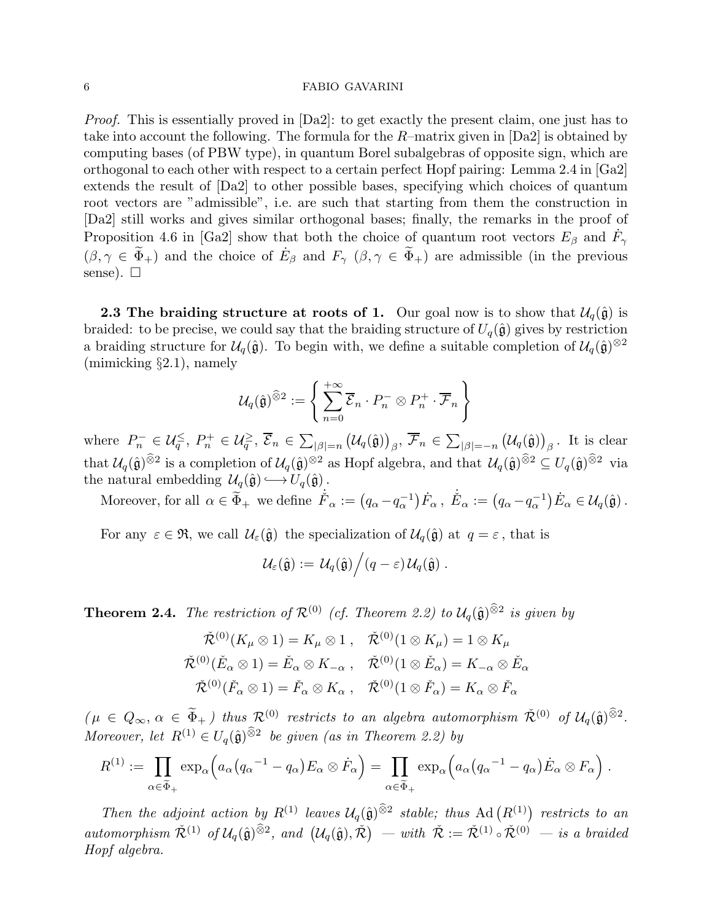*Proof.* This is essentially proved in [Da2]: to get exactly the present claim, one just has to take into account the following. The formula for the $R$–matrix given in [Da2] is obtained by computing bases (of PBW type), in quantum Borel subalgebras of opposite sign, which are orthogonal to each other with respect to a certain perfect Hopf pairing: Lemma 2.4 in [Ga2] extends the result of [Da2] to other possible bases, specifying which choices of quantum root vectors are "admissible", i.e. are such that starting from them the construction in [Da2] still works and gives similar orthogonal bases; finally, the remarks in the proof of Proposition 4.6 in [Ga2] show that both the choice of quantum root vectors $E_\beta$ and $\dot{F}_\gamma$ $(\beta, \gamma \in \widetilde{\Phi}_+)$ and the choice of $\dot{E}_\beta$ and $F_\gamma$ $(\beta, \gamma \in \widetilde{\Phi}_+)$ are admissible (in the previous sense). $\square$

**2.3 The braiding structure at roots of 1.** Our goal now is to show that $\mathcal{U}_q(\hat{\mathfrak{g}})$ is braided: to be precise, we could say that the braiding structure of $U_q(\hat{\mathfrak{g}})$ gives by restriction a braiding structure for $\mathcal{U}_q(\hat{\mathfrak{g}})$. To begin with, we define a suitable completion of $\mathcal{U}_q(\hat{\mathfrak{g}})^{\otimes 2}$ (mimicking §2.1), namely

$$\mathcal{U}_q(\hat{\mathfrak{g}})^{\widehat{\otimes} 2} := \left\{ \sum_{n=0}^{+\infty} \overline{\mathcal{E}}_n \cdot P_n^- \otimes P_n^+ \cdot \overline{\mathcal{F}}_n \right\}$$

where $P_n^- \in \mathcal{U}_q^{\leq}$, $P_n^+ \in \mathcal{U}_q^{\geq}$, $\overline{\mathcal{E}}_n \in \sum_{|\beta|=n} \big(\mathcal{U}_q(\hat{\mathfrak{g}})\big)_\beta$, $\overline{\mathcal{F}}_n \in \sum_{|\beta|=-n} \big(\mathcal{U}_q(\hat{\mathfrak{g}})\big)_\beta$. It is clear that $\mathcal{U}_q(\hat{\mathfrak{g}})^{\widehat{\otimes} 2}$ is a completion of $\mathcal{U}_q(\hat{\mathfrak{g}})^{\otimes 2}$ as Hopf algebra, and that $\mathcal{U}_q(\hat{\mathfrak{g}})^{\widehat{\otimes} 2} \subseteq U_q(\hat{\mathfrak{g}})^{\widehat{\otimes} 2}$ via the natural embedding $\mathcal{U}_q(\hat{\mathfrak{g}}) \hookrightarrow U_q(\hat{\mathfrak{g}})$.

Moreover, for all $\alpha \in \widetilde{\Phi}_+$ we define $\check{\dot{F}}_\alpha := \big(q_\alpha - q_\alpha^{-1}\big) \dot{F}_\alpha$, $\check{\dot{E}}_\alpha := \big(q_\alpha - q_\alpha^{-1}\big) \dot{E}_\alpha \in \mathcal{U}_q(\hat{\mathfrak{g}})$.

For any $\varepsilon \in \mathfrak{R}$, we call $\mathcal{U}_\varepsilon(\hat{\mathfrak{g}})$ the specialization of $\mathcal{U}_q(\hat{\mathfrak{g}})$ at $q = \varepsilon$, that is

$$\mathcal{U}_\varepsilon(\hat{\mathfrak{g}}) := \mathcal{U}_q(\hat{\mathfrak{g}}) \Big/ (q - \varepsilon)\, \mathcal{U}_q(\hat{\mathfrak{g}}) \,.$$

**Theorem 2.4.** *The restriction of $\mathcal{R}^{(0)}$ (cf. Theorem 2.2) to $\mathcal{U}_q(\hat{\mathfrak{g}})^{\widehat{\otimes} 2}$ is given by*

$$\check{\mathcal{R}}^{(0)}(K_\mu \otimes 1) = K_\mu \otimes 1 \,, \quad \check{\mathcal{R}}^{(0)}(1 \otimes K_\mu) = 1 \otimes K_\mu$$
$$\check{\mathcal{R}}^{(0)}(\check{E}_\alpha \otimes 1) = \check{E}_\alpha \otimes K_{-\alpha} \,, \quad \check{\mathcal{R}}^{(0)}(1 \otimes \check{E}_\alpha) = K_{-\alpha} \otimes \check{E}_\alpha$$
$$\check{\mathcal{R}}^{(0)}(\check{F}_\alpha \otimes 1) = \check{F}_\alpha \otimes K_\alpha \,, \quad \check{\mathcal{R}}^{(0)}(1 \otimes \check{F}_\alpha) = K_\alpha \otimes \check{F}_\alpha$$

*($\mu \in Q_\infty$, $\alpha \in \widetilde{\Phi}_+$) thus $\mathcal{R}^{(0)}$ restricts to an algebra automorphism $\check{\mathcal{R}}^{(0)}$ of $\mathcal{U}_q(\hat{\mathfrak{g}})^{\widehat{\otimes} 2}$. Moreover, let $R^{(1)} \in U_q(\hat{\mathfrak{g}})^{\widehat{\otimes} 2}$ be given (as in Theorem 2.2) by*

$$R^{(1)} := \prod_{\alpha \in \widetilde{\Phi}_+} \exp_\alpha\!\Big(a_\alpha \big({q_\alpha}^{-1} - q_\alpha\big) E_\alpha \otimes \dot{F}_\alpha\Big) = \prod_{\alpha \in \widetilde{\Phi}_+} \exp_\alpha\!\Big(a_\alpha \big({q_\alpha}^{-1} - q_\alpha\big) \dot{E}_\alpha \otimes F_\alpha\Big) \,.$$

*Then the adjoint action by $R^{(1)}$ leaves $\mathcal{U}_q(\hat{\mathfrak{g}})^{\widehat{\otimes} 2}$ stable; thus $\mathrm{Ad}\big(R^{(1)}\big)$ restricts to an automorphism $\check{\mathcal{R}}^{(1)}$ of $\mathcal{U}_q(\hat{\mathfrak{g}})^{\widehat{\otimes} 2}$, and $\big(\mathcal{U}_q(\hat{\mathfrak{g}}), \check{\mathcal{R}}\big)$ — with $\check{\mathcal{R}} := \check{\mathcal{R}}^{(1)} \circ \check{\mathcal{R}}^{(0)}$ — is a braided Hopf algebra.*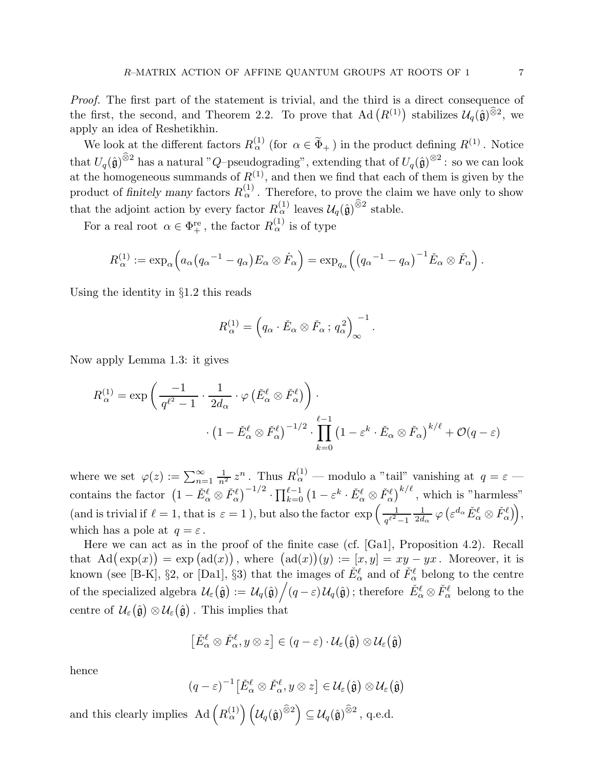*Proof.* The first part of the statement is trivial, and the third is a direct consequence of the first, the second, and Theorem 2.2. To prove that $\mathrm{Ad}\left(R^{(1)}\right)$ stabilizes $\mathcal{U}_q(\hat{\mathfrak{g}})^{\widehat{\otimes} 2}$, we apply an idea of Reshetikhin.

We look at the different factors $R_\alpha^{(1)}$ (for $\alpha \in \widetilde{\Phi}_+$ ) in the product defining $R^{(1)}$. Notice that $U_q(\hat{\mathfrak{g}})^{\widehat{\otimes} 2}$ has a natural "$Q$–pseudograding", extending that of $U_q(\hat{\mathfrak{g}})^{\otimes 2}$ : so we can look at the homogeneous summands of $R^{(1)}$, and then we find that each of them is given by the product of *finitely many* factors $R_\alpha^{(1)}$. Therefore, to prove the claim we have only to show that the adjoint action by every factor $R_\alpha^{(1)}$ leaves $\mathcal{U}_q(\hat{\mathfrak{g}})^{\widehat{\otimes} 2}$ stable.

For a real root $\alpha \in \Phi_+^{\mathrm{re}}$, the factor $R_\alpha^{(1)}$ is of type

$$R_\alpha^{(1)} := \exp_\alpha\Big(a_\alpha\big({q_\alpha}^{-1} - q_\alpha\big) E_\alpha \otimes \dot{F}_\alpha\Big) = \exp_{q_\alpha}\Big(\big({q_\alpha}^{-1} - q_\alpha\big)^{-1} \check{E}_\alpha \otimes \check{F}_\alpha\Big)\,.$$

Using the identity in §1.2 this reads

$$R_\alpha^{(1)} = \Big(q_\alpha \cdot \check{E}_\alpha \otimes \check{F}_\alpha \,;\, q_\alpha^2\Big)_\infty^{-1}\,.$$

Now apply Lemma 1.3: it gives

$$R_\alpha^{(1)} = \exp\left(\frac{-1}{q^{\ell^2}-1} \cdot \frac{1}{2d_\alpha} \cdot \varphi\left(\check{E}_\alpha^\ell \otimes \check{F}_\alpha^\ell\right)\right) \cdot \\ \cdot \left(1 - \check{E}_\alpha^\ell \otimes \check{F}_\alpha^\ell\right)^{-1/2} \cdot \prod_{k=0}^{\ell-1} \left(1 - \varepsilon^k \cdot \check{E}_\alpha \otimes \check{F}_\alpha\right)^{k/\ell} + \mathcal{O}(q-\varepsilon)$$

where we set $\varphi(z) := \sum_{n=1}^\infty \frac{1}{n^2}\, z^n$. Thus $R_\alpha^{(1)}$ — modulo a "tail" vanishing at $q = \varepsilon$ — contains the factor $\left(1 - \check{E}_\alpha^\ell \otimes \check{F}_\alpha^\ell\right)^{-1/2} \cdot \prod_{k=0}^{\ell-1} \left(1 - \varepsilon^k \cdot \check{E}_\alpha^\ell \otimes \check{F}_\alpha^\ell\right)^{k/\ell}$, which is "harmless" (and is trivial if $\ell = 1$, that is $\varepsilon = 1$ ), but also the factor $\exp\Big(\frac{1}{q^{\ell^2}-1} \frac{1}{2d_\alpha}\, \varphi\left(\varepsilon^{d_\alpha} \check{E}_\alpha^\ell \otimes \check{F}_\alpha^\ell\right)\Big)$, which has a pole at $q = \varepsilon$.

Here we can act as in the proof of the finite case (cf. [Ga1], Proposition 4.2). Recall that $\mathrm{Ad}\big(\exp(x)\big) = \exp\big(\mathrm{ad}(x)\big)$, where $\big(\mathrm{ad}(x)\big)(y) := [x,y] = xy - yx$. Moreover, it is known (see [B-K], §2, or [Da1], §3) that the images of $\check{E}_\alpha^\ell$ and of $\check{F}_\alpha^\ell$ belong to the centre of the specialized algebra $\mathcal{U}_\varepsilon\big(\hat{\mathfrak{g}}\big) := \mathcal{U}_q(\hat{\mathfrak{g}}) \Big/ (q-\varepsilon)\,\mathcal{U}_q(\hat{\mathfrak{g}})$ ; therefore $\check{E}_\alpha^\ell \otimes \check{F}_\alpha^\ell$ belong to the centre of $\mathcal{U}_\varepsilon\big(\hat{\mathfrak{g}}\big) \otimes \mathcal{U}_\varepsilon\big(\hat{\mathfrak{g}}\big)$. This implies that

$$\left[\check{E}_\alpha^\ell \otimes \check{F}_\alpha^\ell, y \otimes z\right] \in (q-\varepsilon) \cdot \mathcal{U}_\varepsilon\big(\hat{\mathfrak{g}}\big) \otimes \mathcal{U}_\varepsilon\big(\hat{\mathfrak{g}}\big)$$

hence

$$(q-\varepsilon)^{-1} \left[\check{E}_\alpha^\ell \otimes \check{F}_\alpha^\ell, y \otimes z\right] \in \mathcal{U}_\varepsilon\big(\hat{\mathfrak{g}}\big) \otimes \mathcal{U}_\varepsilon\big(\hat{\mathfrak{g}}\big)$$

and this clearly implies $\mathrm{Ad}\left(R_\alpha^{(1)}\right)\left(\mathcal{U}_q(\hat{\mathfrak{g}})^{\widehat{\otimes} 2}\right) \subseteq \mathcal{U}_q(\hat{\mathfrak{g}})^{\widehat{\otimes} 2}$, q.e.d.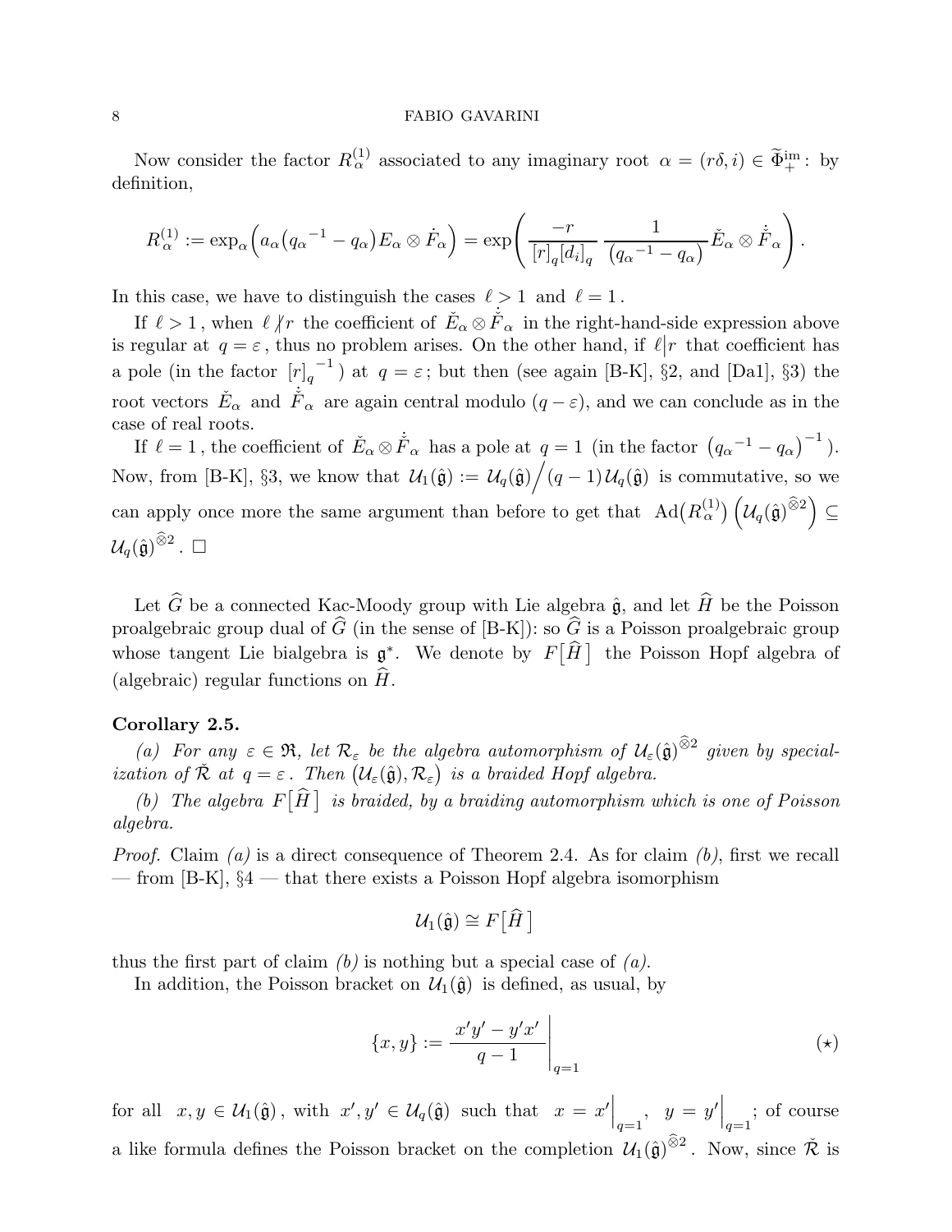Now consider the factor $R_\alpha^{(1)}$ associated to any imaginary root $\alpha = (r\delta, i) \in \widetilde{\Phi}_+^{\mathrm{im}}$: by definition,

$$R_\alpha^{(1)} := \exp_\alpha\Big(a_\alpha\big({q_\alpha}^{-1} - q_\alpha\big) E_\alpha \otimes \dot{F}_\alpha\Big) = \exp\left(\frac{-r}{{[r]}_q {[d_i]}_q} \, \frac{1}{\big({q_\alpha}^{-1} - q_\alpha\big)} \check{E}_\alpha \otimes \dot{\check{F}}_\alpha\right).$$

In this case, we have to distinguish the cases $\ell > 1$ and $\ell = 1$.

If $\ell > 1$, when $\ell \not| r$ the coefficient of $\check{E}_\alpha \otimes \dot{\check{F}}_\alpha$ in the right-hand-side expression above is regular at $q = \varepsilon$, thus no problem arises. On the other hand, if $\ell \big| r$ that coefficient has a pole (in the factor ${[r]_q}^{-1}$) at $q = \varepsilon$; but then (see again [B-K], §2, and [Da1], §3) the root vectors $\check{E}_\alpha$ and $\dot{\check{F}}_\alpha$ are again central modulo $(q - \varepsilon)$, and we can conclude as in the case of real roots.

If $\ell = 1$, the coefficient of $\check{E}_\alpha \otimes \dot{\check{F}}_\alpha$ has a pole at $q = 1$ (in the factor $\big({q_\alpha}^{-1} - q_\alpha\big)^{-1}$). Now, from [B-K], §3, we know that $\mathcal{U}_1(\hat{\mathfrak{g}}) := \mathcal{U}_q(\hat{\mathfrak{g}}) \Big/ (q-1)\,\mathcal{U}_q(\hat{\mathfrak{g}})$ is commutative, so we can apply once more the same argument than before to get that $\mathrm{Ad}\big(R_\alpha^{(1)}\big) \Big(\mathcal{U}_q(\hat{\mathfrak{g}})^{\widehat{\otimes} 2}\Big) \subseteq \mathcal{U}_q(\hat{\mathfrak{g}})^{\widehat{\otimes} 2}$. $\square$

Let $\widehat{G}$ be a connected Kac-Moody group with Lie algebra $\hat{\mathfrak{g}}$, and let $\widehat{H}$ be the Poisson proalgebraic group dual of $\widehat{G}$ (in the sense of [B-K]): so $\widehat{G}$ is a Poisson proalgebraic group whose tangent Lie bialgebra is $\mathfrak{g}^*$. We denote by $F\big[\widehat{H}\,\big]$ the Poisson Hopf algebra of (algebraic) regular functions on $\widehat{H}$.

**Corollary 2.5.**

*(a) For any $\varepsilon \in \mathfrak{R}$, let $\mathcal{R}_\varepsilon$ be the algebra automorphism of $\mathcal{U}_\varepsilon(\hat{\mathfrak{g}})^{\widehat{\otimes} 2}$ given by specialization of $\check{\mathcal{R}}$ at $q = \varepsilon$. Then $\big(\mathcal{U}_\varepsilon(\hat{\mathfrak{g}}), \mathcal{R}_\varepsilon\big)$ is a braided Hopf algebra.*

*(b) The algebra $F\big[\widehat{H}\,\big]$ is braided, by a braiding automorphism which is one of Poisson algebra.*

*Proof.* Claim *(a)* is a direct consequence of Theorem 2.4. As for claim *(b)*, first we recall — from [B-K], §4 — that there exists a Poisson Hopf algebra isomorphism

$$\mathcal{U}_1(\hat{\mathfrak{g}}) \cong F\big[\widehat{H}\,\big]$$

thus the first part of claim *(b)* is nothing but a special case of *(a)*.

In addition, the Poisson bracket on $\mathcal{U}_1(\hat{\mathfrak{g}})$ is defined, as usual, by

$$\{x, y\} := \left.\frac{x'y' - y'x'}{q-1}\right|_{q=1} \qquad (\star)$$

for all $x, y \in \mathcal{U}_1(\hat{\mathfrak{g}})$, with $x', y' \in \mathcal{U}_q(\hat{\mathfrak{g}})$ such that $x = x'\Big|_{q=1}$, $y = y'\Big|_{q=1}$; of course a like formula defines the Poisson bracket on the completion $\mathcal{U}_1(\hat{\mathfrak{g}})^{\widehat{\otimes} 2}$. Now, since $\check{\mathcal{R}}$ is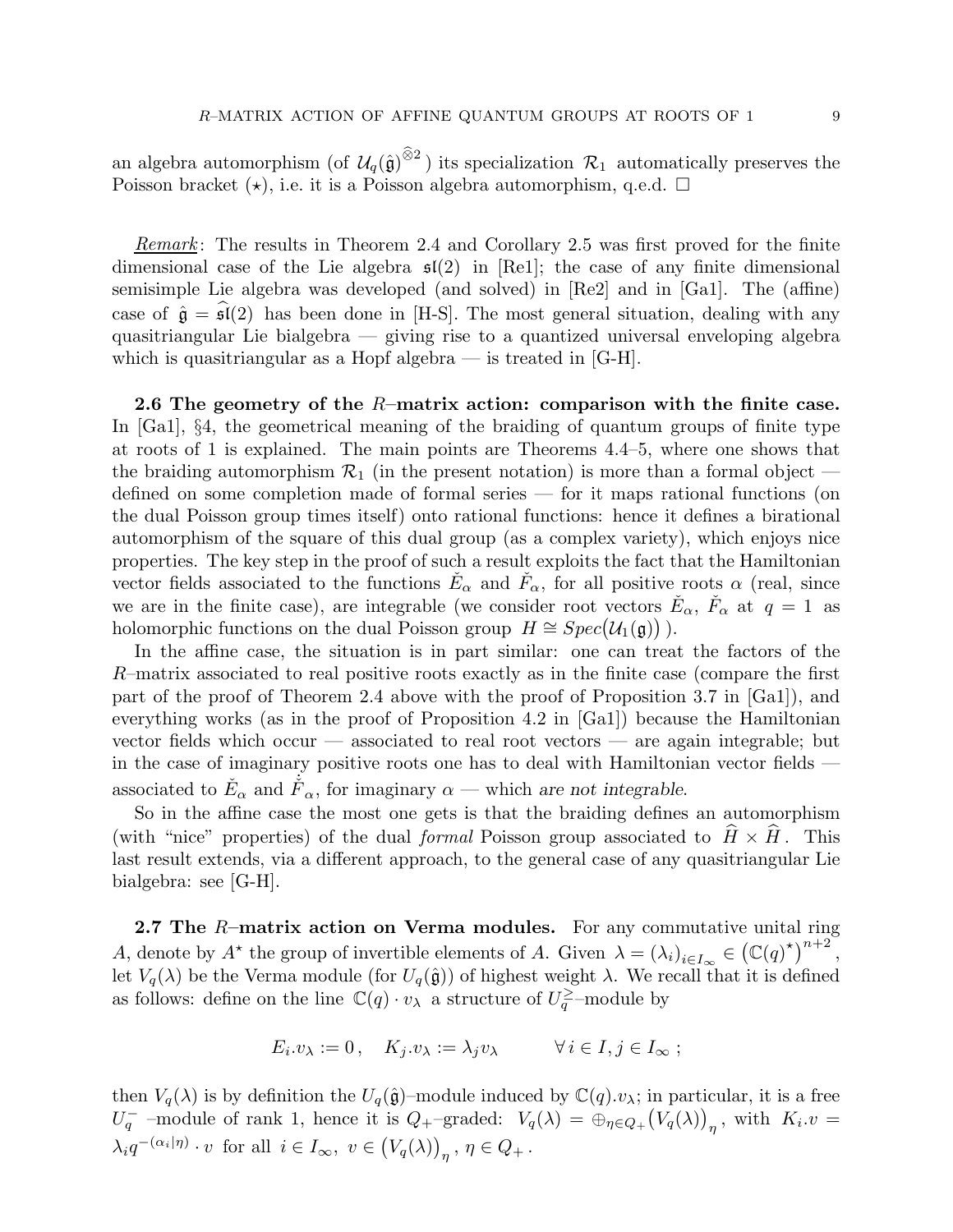an algebra automorphism (of $\mathcal{U}_q(\hat{\mathfrak{g}})^{\widehat{\otimes} 2}$ ) its specialization $\mathcal{R}_1$ automatically preserves the Poisson bracket $(\star)$, i.e. it is a Poisson algebra automorphism, q.e.d. $\square$

*Remark*: The results in Theorem 2.4 and Corollary 2.5 was first proved for the finite dimensional case of the Lie algebra $\mathfrak{sl}(2)$ in [Re1]; the case of any finite dimensional semisimple Lie algebra was developed (and solved) in [Re2] and in [Ga1]. The (affine) case of $\hat{\mathfrak{g}} = \widehat{\mathfrak{sl}}(2)$ has been done in [H-S]. The most general situation, dealing with any quasitriangular Lie bialgebra — giving rise to a quantized universal enveloping algebra which is quasitriangular as a Hopf algebra — is treated in [G-H].

**2.6 The geometry of the $R$–matrix action: comparison with the finite case.** In [Ga1], §4, the geometrical meaning of the braiding of quantum groups of finite type at roots of 1 is explained. The main points are Theorems 4.4–5, where one shows that the braiding automorphism $\mathcal{R}_1$ (in the present notation) is more than a formal object — defined on some completion made of formal series — for it maps rational functions (on the dual Poisson group times itself) onto rational functions: hence it defines a birational automorphism of the square of this dual group (as a complex variety), which enjoys nice properties. The key step in the proof of such a result exploits the fact that the Hamiltonian vector fields associated to the functions $\check{E}_\alpha$ and $\check{F}_\alpha$, for all positive roots $\alpha$ (real, since we are in the finite case), are integrable (we consider root vectors $\check{E}_\alpha$, $\check{F}_\alpha$ at $q = 1$ as holomorphic functions on the dual Poisson group $H \cong Spec\big(\mathcal{U}_1(\mathfrak{g})\big)$ ).

In the affine case, the situation is in part similar: one can treat the factors of the $R$–matrix associated to real positive roots exactly as in the finite case (compare the first part of the proof of Theorem 2.4 above with the proof of Proposition 3.7 in [Ga1]), and everything works (as in the proof of Proposition 4.2 in [Ga1]) because the Hamiltonian vector fields which occur — associated to real root vectors — are again integrable; but in the case of imaginary positive roots one has to deal with Hamiltonian vector fields — associated to $\check{E}_\alpha$ and $\check{\dot{F}}_\alpha$, for imaginary $\alpha$ — which *are not integrable*.

So in the affine case the most one gets is that the braiding defines an automorphism (with "nice" properties) of the dual *formal* Poisson group associated to $\widehat{H} \times \widehat{H}$. This last result extends, via a different approach, to the general case of any quasitriangular Lie bialgebra: see [G-H].

**2.7 The $R$–matrix action on Verma modules.** For any commutative unital ring $A$, denote by $A^\star$ the group of invertible elements of $A$. Given $\lambda = (\lambda_i)_{i \in I_\infty} \in \big(\mathbb{C}(q)^\star\big)^{n+2}$, let $V_q(\lambda)$ be the Verma module (for $U_q(\hat{\mathfrak{g}})$) of highest weight $\lambda$. We recall that it is defined as follows: define on the line $\mathbb{C}(q) \cdot v_\lambda$ a structure of $U_q^\geq$–module by

$$E_i.v_\lambda := 0 \, , \quad K_j.v_\lambda := \lambda_j v_\lambda \qquad \forall \, i \in I, j \in I_\infty \, ;$$

then $V_q(\lambda)$ is by definition the $U_q(\hat{\mathfrak{g}})$–module induced by $\mathbb{C}(q).v_\lambda$; in particular, it is a free $U_q^-$ –module of rank 1, hence it is $Q_+$–graded: $V_q(\lambda) = \oplus_{\eta \in Q_+} \big(V_q(\lambda)\big)_\eta$, with $K_i.v = \lambda_i q^{-(\alpha_i | \eta)} \cdot v$ for all $i \in I_\infty$, $v \in \big(V_q(\lambda)\big)_\eta$, $\eta \in Q_+$.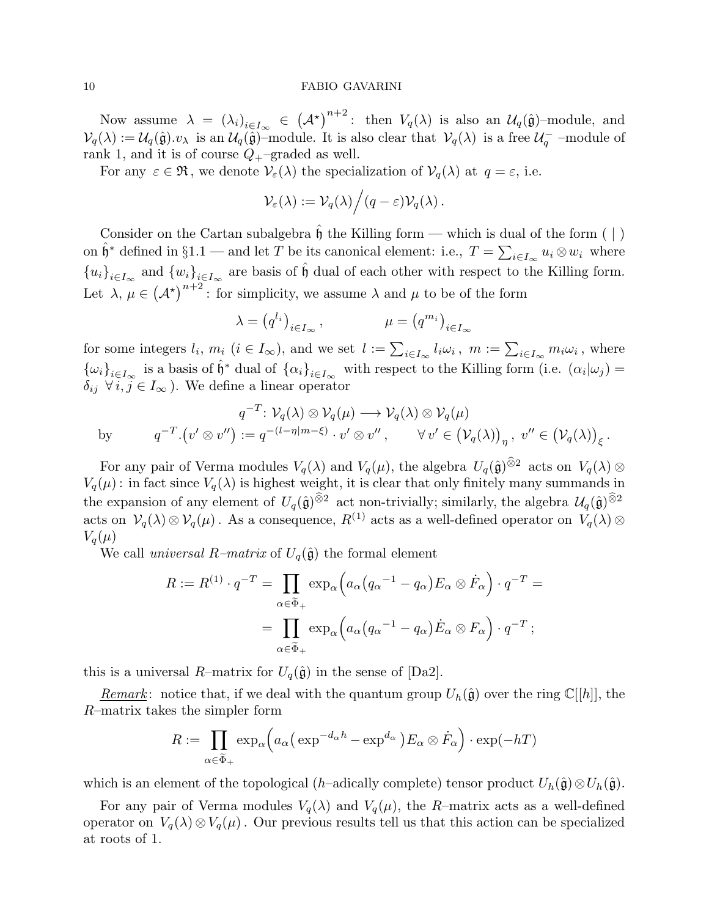Now assume $\lambda = (\lambda_i)_{i \in I_\infty} \in \left(\mathcal{A}^\star\right)^{n+2}$: then $V_q(\lambda)$ is also an $\mathcal{U}_q(\hat{\mathfrak{g}})$–module, and $\mathcal{V}_q(\lambda) := \mathcal{U}_q(\hat{\mathfrak{g}}).v_\lambda$ is an $\mathcal{U}_q(\hat{\mathfrak{g}})$–module. It is also clear that $\mathcal{V}_q(\lambda)$ is a free $\mathcal{U}_q^-$–module of rank 1, and it is of course $Q_+$–graded as well.

For any $\varepsilon \in \mathfrak{R}$, we denote $\mathcal{V}_\varepsilon(\lambda)$ the specialization of $\mathcal{V}_q(\lambda)$ at $q = \varepsilon$, i.e.

$$\mathcal{V}_\varepsilon(\lambda) := \mathcal{V}_q(\lambda) \Big/ (q - \varepsilon)\mathcal{V}_q(\lambda) .$$

Consider on the Cartan subalgebra $\hat{\mathfrak{h}}$ the Killing form — which is dual of the form $(\ |\ )$ on $\hat{\mathfrak{h}}^*$ defined in §1.1 — and let $T$ be its canonical element: i.e., $T = \sum_{i \in I_\infty} u_i \otimes w_i$ where $\{u_i\}_{i \in I_\infty}$ and $\{w_i\}_{i \in I_\infty}$ are basis of $\hat{\mathfrak{h}}$ dual of each other with respect to the Killing form. Let $\lambda, \mu \in \left(\mathcal{A}^\star\right)^{n+2}$: for simplicity, we assume $\lambda$ and $\mu$ to be of the form

$$\lambda = \left(q^{l_i}\right)_{i \in I_\infty}, \qquad\qquad \mu = \left(q^{m_i}\right)_{i \in I_\infty}$$

for some integers $l_i$, $m_i$ $(i \in I_\infty)$, and we set $l := \sum_{i \in I_\infty} l_i \omega_i$, $m := \sum_{i \in I_\infty} m_i \omega_i$, where $\{\omega_i\}_{i \in I_\infty}$ is a basis of $\hat{\mathfrak{h}}^*$ dual of $\{\alpha_i\}_{i \in I_\infty}$ with respect to the Killing form (i.e. $(\alpha_i | \omega_j) = \delta_{ij}$ $\forall\, i, j \in I_\infty$). We define a linear operator

$$q^{-T} \colon \mathcal{V}_q(\lambda) \otimes \mathcal{V}_q(\mu) \longrightarrow \mathcal{V}_q(\lambda) \otimes \mathcal{V}_q(\mu)$$

by $$q^{-T}.\big(v' \otimes v''\big) := q^{-(l - \eta | m - \xi)} \cdot v' \otimes v'' , \qquad \forall\, v' \in \big(\mathcal{V}_q(\lambda)\big)_\eta ,\ v'' \in \big(\mathcal{V}_q(\lambda)\big)_\xi .$$

For any pair of Verma modules $V_q(\lambda)$ and $V_q(\mu)$, the algebra $U_q(\hat{\mathfrak{g}})^{\widehat{\otimes} 2}$ acts on $V_q(\lambda) \otimes V_q(\mu)$: in fact since $V_q(\lambda)$ is highest weight, it is clear that only finitely many summands in the expansion of any element of $U_q(\hat{\mathfrak{g}})^{\widehat{\otimes} 2}$ act non-trivially; similarly, the algebra $\mathcal{U}_q(\hat{\mathfrak{g}})^{\widehat{\otimes} 2}$ acts on $\mathcal{V}_q(\lambda) \otimes \mathcal{V}_q(\mu)$. As a consequence, $R^{(1)}$ acts as a well-defined operator on $V_q(\lambda) \otimes V_q(\mu)$

We call *universal R–matrix* of $U_q(\hat{\mathfrak{g}})$ the formal element

$$\begin{aligned} R := R^{(1)} \cdot q^{-T} &= \prod_{\alpha \in \widetilde{\Phi}_+} \exp_\alpha\Big(a_\alpha \big({q_\alpha}^{-1} - q_\alpha\big) E_\alpha \otimes \dot{F}_\alpha\Big) \cdot q^{-T} = \\ &= \prod_{\alpha \in \widetilde{\Phi}_+} \exp_\alpha\Big(a_\alpha \big({q_\alpha}^{-1} - q_\alpha\big) \dot{E}_\alpha \otimes F_\alpha\Big) \cdot q^{-T} ; \end{aligned}$$

this is a universal $R$–matrix for $U_q(\hat{\mathfrak{g}})$ in the sense of [Da2].

<u>*Remark*</u>: notice that, if we deal with the quantum group $U_h(\hat{\mathfrak{g}})$ over the ring $\mathbb{C}[[h]]$, the $R$–matrix takes the simpler form

$$R := \prod_{\alpha \in \widetilde{\Phi}_+} \exp_\alpha\Big(a_\alpha \big(\exp^{-d_\alpha h} - \exp^{d_\alpha}\big) E_\alpha \otimes \dot{F}_\alpha\Big) \cdot \exp(-hT)$$

which is an element of the topological ($h$–adically complete) tensor product $U_h(\hat{\mathfrak{g}}) \otimes U_h(\hat{\mathfrak{g}})$.

For any pair of Verma modules $V_q(\lambda)$ and $V_q(\mu)$, the $R$–matrix acts as a well-defined operator on $V_q(\lambda) \otimes V_q(\mu)$. Our previous results tell us that this action can be specialized at roots of 1.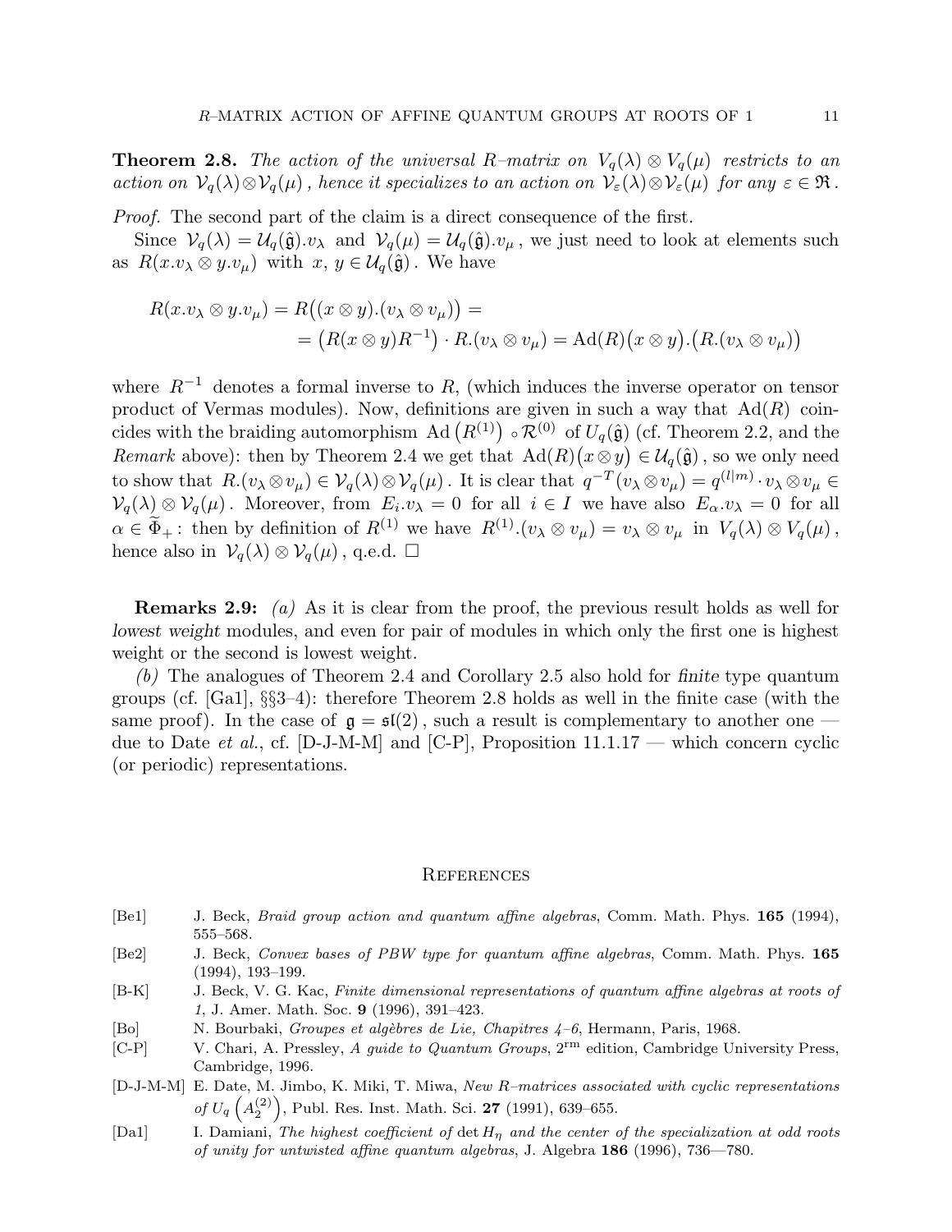**Theorem 2.8.** *The action of the universal R–matrix on $V_q(\lambda) \otimes V_q(\mu)$ restricts to an action on $\mathcal{V}_q(\lambda) \otimes \mathcal{V}_q(\mu)$, hence it specializes to an action on $\mathcal{V}_\varepsilon(\lambda) \otimes \mathcal{V}_\varepsilon(\mu)$ for any $\varepsilon \in \mathfrak{R}$.*

*Proof.* The second part of the claim is a direct consequence of the first.

Since $\mathcal{V}_q(\lambda) = \mathcal{U}_q(\hat{\mathfrak{g}}).v_\lambda$ and $\mathcal{V}_q(\mu) = \mathcal{U}_q(\hat{\mathfrak{g}}).v_\mu$, we just need to look at elements such as $R(x.v_\lambda \otimes y.v_\mu)$ with $x, y \in \mathcal{U}_q(\hat{\mathfrak{g}})$. We have

$$
\begin{aligned}
R(x.v_\lambda \otimes y.v_\mu) &= R\big((x \otimes y).(v_\lambda \otimes v_\mu)\big) = \\
&= \big(R(x \otimes y)R^{-1}\big) \cdot R.(v_\lambda \otimes v_\mu) = \mathrm{Ad}(R)\big(x \otimes y\big).\big(R.(v_\lambda \otimes v_\mu)\big)
\end{aligned}
$$

where $R^{-1}$ denotes a formal inverse to $R$, (which induces the inverse operator on tensor product of Vermas modules). Now, definitions are given in such a way that $\mathrm{Ad}(R)$ coincides with the braiding automorphism $\mathrm{Ad}\left(R^{(1)}\right) \circ \mathcal{R}^{(0)}$ of $U_q(\hat{\mathfrak{g}})$ (cf. Theorem 2.2, and the *Remark* above): then by Theorem 2.4 we get that $\mathrm{Ad}(R)\big(x \otimes y\big) \in \mathcal{U}_q(\hat{\mathfrak{g}})$, so we only need to show that $R.(v_\lambda \otimes v_\mu) \in \mathcal{V}_q(\lambda) \otimes \mathcal{V}_q(\mu)$. It is clear that $q^{-T}(v_\lambda \otimes v_\mu) = q^{(l|m)} \cdot v_\lambda \otimes v_\mu \in \mathcal{V}_q(\lambda) \otimes \mathcal{V}_q(\mu)$. Moreover, from $E_i.v_\lambda = 0$ for all $i \in I$ we have also $E_\alpha.v_\lambda = 0$ for all $\alpha \in \widetilde{\Phi}_+$: then by definition of $R^{(1)}$ we have $R^{(1)}.(v_\lambda \otimes v_\mu) = v_\lambda \otimes v_\mu$ in $V_q(\lambda) \otimes V_q(\mu)$, hence also in $\mathcal{V}_q(\lambda) \otimes \mathcal{V}_q(\mu)$, q.e.d. $\square$

**Remarks 2.9:** *(a)* As it is clear from the proof, the previous result holds as well for *lowest weight* modules, and even for pair of modules in which only the first one is highest weight or the second is lowest weight.

*(b)* The analogues of Theorem 2.4 and Corollary 2.5 also hold for *finite* type quantum groups (cf. [Ga1], §§3–4): therefore Theorem 2.8 holds as well in the finite case (with the same proof). In the case of $\mathfrak{g} = \mathfrak{sl}(2)$, such a result is complementary to another one — due to Date *et al.*, cf. [D-J-M-M] and [C-P], Proposition 11.1.17 — which concern cyclic (or periodic) representations.

## References

[Be1] J. Beck, *Braid group action and quantum affine algebras*, Comm. Math. Phys. **165** (1994), 555–568.

[Be2] J. Beck, *Convex bases of PBW type for quantum affine algebras*, Comm. Math. Phys. **165** (1994), 193–199.

[B-K] J. Beck, V. G. Kac, *Finite dimensional representations of quantum affine algebras at roots of 1*, J. Amer. Math. Soc. **9** (1996), 391–423.

[Bo] N. Bourbaki, *Groupes et algèbres de Lie, Chapitres 4–6*, Hermann, Paris, 1968.

[C-P] V. Chari, A. Pressley, *A guide to Quantum Groups*, $2^{\mathrm{rm}}$ edition, Cambridge University Press, Cambridge, 1996.

[D-J-M-M] E. Date, M. Jimbo, K. Miki, T. Miwa, *New R–matrices associated with cyclic representations of $U_q\left(A_2^{(2)}\right)$*, Publ. Res. Inst. Math. Sci. **27** (1991), 639–655.

[Da1] I. Damiani, *The highest coefficient of $\det H_\eta$ and the center of the specialization at odd roots of unity for untwisted affine quantum algebras*, J. Algebra **186** (1996), 736—780.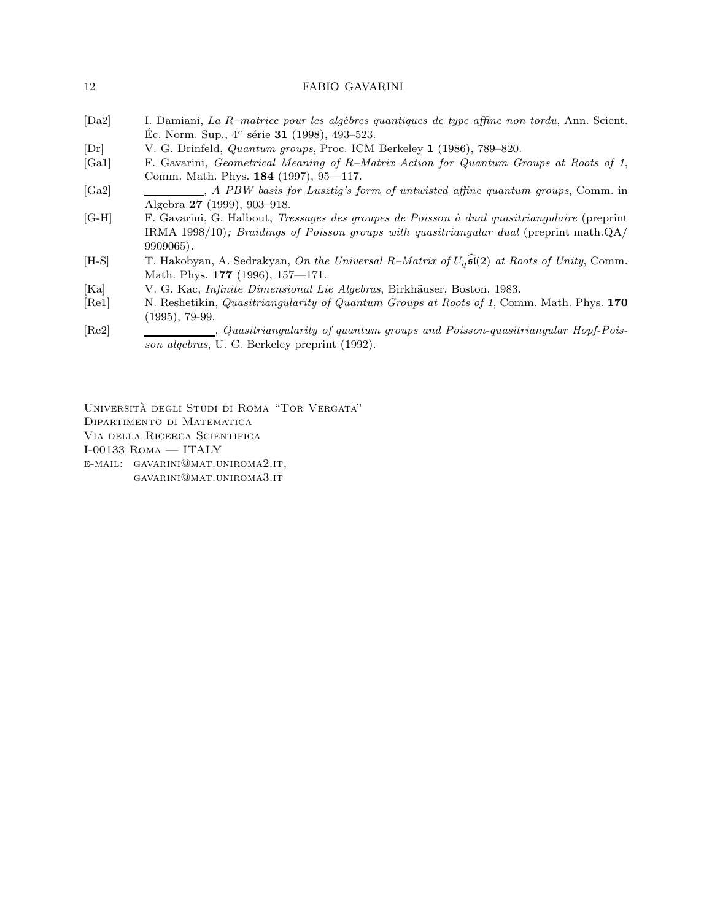[Da2] I. Damiani, *La R–matrice pour les algèbres quantiques de type affine non tordu*, Ann. Scient. Éc. Norm. Sup., $4^e$ série **31** (1998), 493–523.

[Dr] V. G. Drinfeld, *Quantum groups*, Proc. ICM Berkeley **1** (1986), 789–820.

[Ga1] F. Gavarini, *Geometrical Meaning of R–Matrix Action for Quantum Groups at Roots of 1*, Comm. Math. Phys. **184** (1997), 95—117.

[Ga2] \_\_\_\_\_\_\_\_\_\_, *A PBW basis for Lusztig's form of untwisted affine quantum groups*, Comm. in Algebra **27** (1999), 903–918.

[G-H] F. Gavarini, G. Halbout, *Tressages des groupes de Poisson à dual quasitriangulaire* (preprint IRMA 1998/10)*; Braidings of Poisson groups with quasitriangular dual* (preprint math.QA/9909065).

[H-S] T. Hakobyan, A. Sedrakyan, *On the Universal R–Matrix of $U_q\widehat{\mathfrak{sl}}(2)$ at Roots of Unity*, Comm. Math. Phys. **177** (1996), 157—171.

[Ka] V. G. Kac, *Infinite Dimensional Lie Algebras*, Birkhäuser, Boston, 1983.

[Re1] N. Reshetikin, *Quasitriangularity of Quantum Groups at Roots of 1*, Comm. Math. Phys. **170** (1995), 79-99.

[Re2] \_\_\_\_\_\_\_\_\_\_, *Quasitriangularity of quantum groups and Poisson-quasitriangular Hopf-Poisson algebras*, U. C. Berkeley preprint (1992).

Università degli Studi di Roma "Tor Vergata"
Dipartimento di Matematica
Via della Ricerca Scientifica
I-00133 Roma — ITALY
e-mail: gavarini@mat.uniroma2.it,
gavarini@mat.uniroma3.it